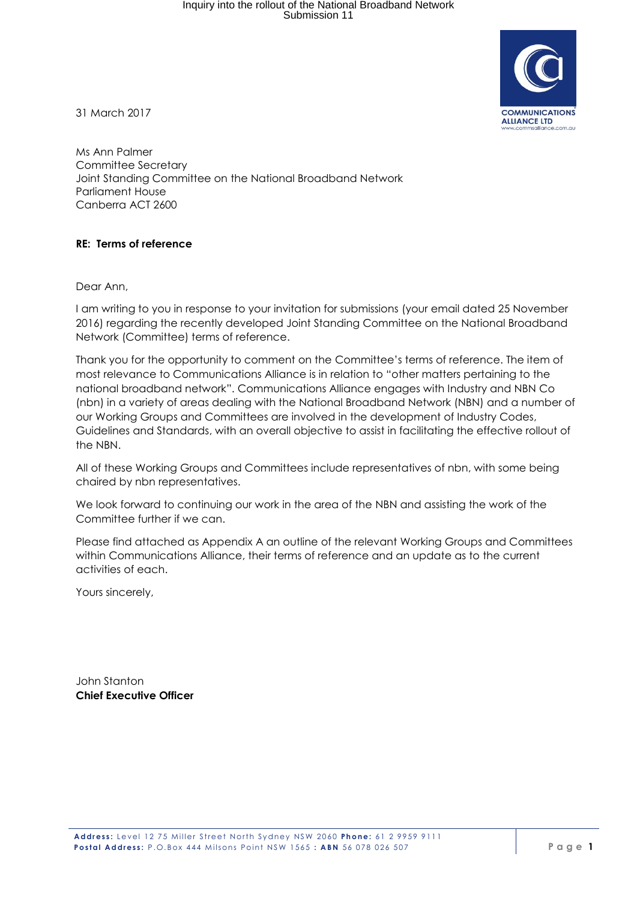31 March 2017

Ms Ann Palmer
Committee Secretary
Joint Standing Committee on the National Broadband Network
Parliament House
Canberra ACT 2600

**RE: Terms of reference**

Dear Ann,

I am writing to you in response to your invitation for submissions (your email dated 25 November 2016) regarding the recently developed Joint Standing Committee on the National Broadband Network (Committee) terms of reference.

Thank you for the opportunity to comment on the Committee's terms of reference. The item of most relevance to Communications Alliance is in relation to "other matters pertaining to the national broadband network". Communications Alliance engages with Industry and NBN Co (nbn) in a variety of areas dealing with the National Broadband Network (NBN) and a number of our Working Groups and Committees are involved in the development of Industry Codes, Guidelines and Standards, with an overall objective to assist in facilitating the effective rollout of the NBN.

All of these Working Groups and Committees include representatives of nbn, with some being chaired by nbn representatives.

We look forward to continuing our work in the area of the NBN and assisting the work of the Committee further if we can.

Please find attached as Appendix A an outline of the relevant Working Groups and Committees within Communications Alliance, their terms of reference and an update as to the current activities of each.

Yours sincerely,

John Stanton
**Chief Executive Officer**

**Address:** Level 12 75 Miller Street North Sydney NSW 2060 **Phone:** 61 2 9959 9111
**Postal Address:** P.O.Box 444 Milsons Point NSW 1565 **: ABN** 56 078 026 507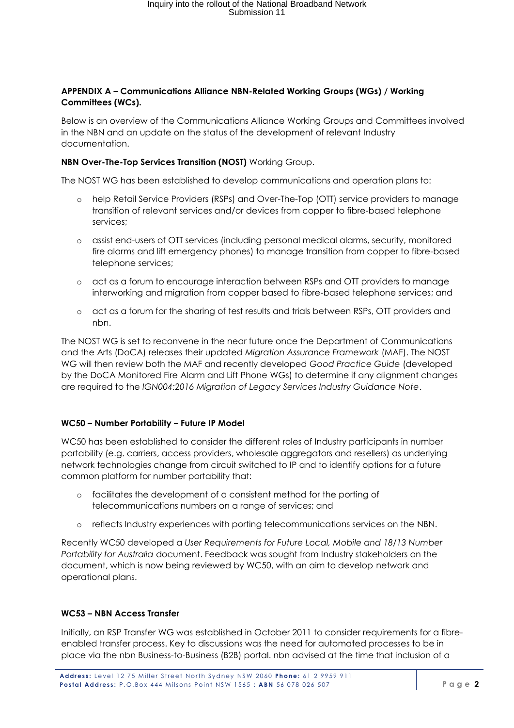**APPENDIX A – Communications Alliance NBN-Related Working Groups (WGs) / Working Committees (WCs).**

Below is an overview of the Communications Alliance Working Groups and Committees involved in the NBN and an update on the status of the development of relevant Industry documentation.

**NBN Over-The-Top Services Transition (NOST)** Working Group.

The NOST WG has been established to develop communications and operation plans to:

- help Retail Service Providers (RSPs) and Over-The-Top (OTT) service providers to manage transition of relevant services and/or devices from copper to fibre-based telephone services;
- assist end-users of OTT services (including personal medical alarms, security, monitored fire alarms and lift emergency phones) to manage transition from copper to fibre-based telephone services;
- act as a forum to encourage interaction between RSPs and OTT providers to manage interworking and migration from copper based to fibre-based telephone services; and
- act as a forum for the sharing of test results and trials between RSPs, OTT providers and nbn.

The NOST WG is set to reconvene in the near future once the Department of Communications and the Arts (DoCA) releases their updated *Migration Assurance Framework* (MAF). The NOST WG will then review both the MAF and recently developed *Good Practice Guide* (developed by the DoCA Monitored Fire Alarm and Lift Phone WGs) to determine if any alignment changes are required to the *IGN004:2016 Migration of Legacy Services Industry Guidance Note*.

**WC50 – Number Portability – Future IP Model**

WC50 has been established to consider the different roles of Industry participants in number portability (e.g. carriers, access providers, wholesale aggregators and resellers) as underlying network technologies change from circuit switched to IP and to identify options for a future common platform for number portability that:

- facilitates the development of a consistent method for the porting of telecommunications numbers on a range of services; and
- reflects Industry experiences with porting telecommunications services on the NBN.

Recently WC50 developed a *User Requirements for Future Local, Mobile and 18/13 Number Portability for Australia* document. Feedback was sought from Industry stakeholders on the document, which is now being reviewed by WC50, with an aim to develop network and operational plans.

**WC53 – NBN Access Transfer**

Initially, an RSP Transfer WG was established in October 2011 to consider requirements for a fibre-enabled transfer process. Key to discussions was the need for automated processes to be in place via the nbn Business-to-Business (B2B) portal. nbn advised at the time that inclusion of a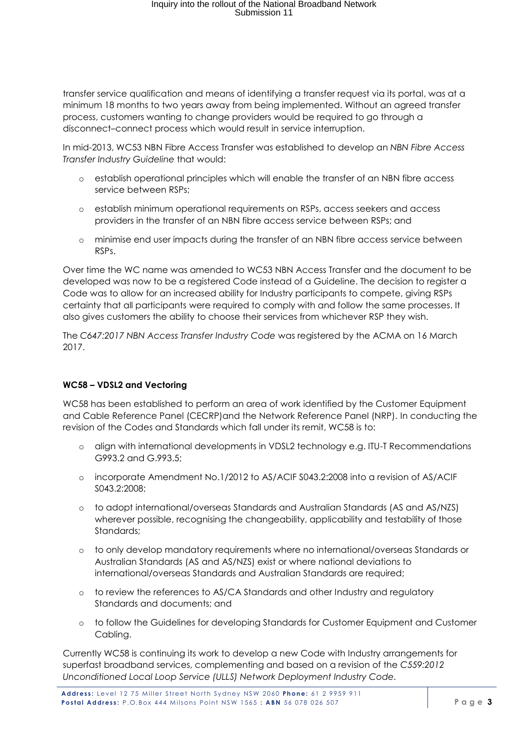transfer service qualification and means of identifying a transfer request via its portal, was at a minimum 18 months to two years away from being implemented. Without an agreed transfer process, customers wanting to change providers would be required to go through a disconnect–connect process which would result in service interruption.

In mid-2013, WC53 NBN Fibre Access Transfer was established to develop an *NBN Fibre Access Transfer Industry Guideline* that would:

- establish operational principles which will enable the transfer of an NBN fibre access service between RSPs;
- establish minimum operational requirements on RSPs, access seekers and access providers in the transfer of an NBN fibre access service between RSPs; and
- minimise end user impacts during the transfer of an NBN fibre access service between RSPs.

Over time the WC name was amended to WC53 NBN Access Transfer and the document to be developed was now to be a registered Code instead of a Guideline. The decision to register a Code was to allow for an increased ability for Industry participants to compete, giving RSPs certainty that all participants were required to comply with and follow the same processes. It also gives customers the ability to choose their services from whichever RSP they wish.

The *C647:2017 NBN Access Transfer Industry Code* was registered by the ACMA on 16 March 2017.

**WC58 – VDSL2 and Vectoring**

WC58 has been established to perform an area of work identified by the Customer Equipment and Cable Reference Panel (CECRP)and the Network Reference Panel (NRP). In conducting the revision of the Codes and Standards which fall under its remit, WC58 is to:

- align with international developments in VDSL2 technology e.g. ITU-T Recommendations G993.2 and G.993.5;
- incorporate Amendment No.1/2012 to AS/ACIF S043.2:2008 into a revision of AS/ACIF S043.2:2008;
- to adopt international/overseas Standards and Australian Standards (AS and AS/NZS) wherever possible, recognising the changeability, applicability and testability of those Standards;
- to only develop mandatory requirements where no international/overseas Standards or Australian Standards (AS and AS/NZS) exist or where national deviations to international/overseas Standards and Australian Standards are required;
- to review the references to AS/CA Standards and other Industry and regulatory Standards and documents; and
- to follow the Guidelines for developing Standards for Customer Equipment and Customer Cabling.

Currently WC58 is continuing its work to develop a new Code with Industry arrangements for superfast broadband services, complementing and based on a revision of the *C559:2012 Unconditioned Local Loop Service (ULLS) Network Deployment Industry Code*.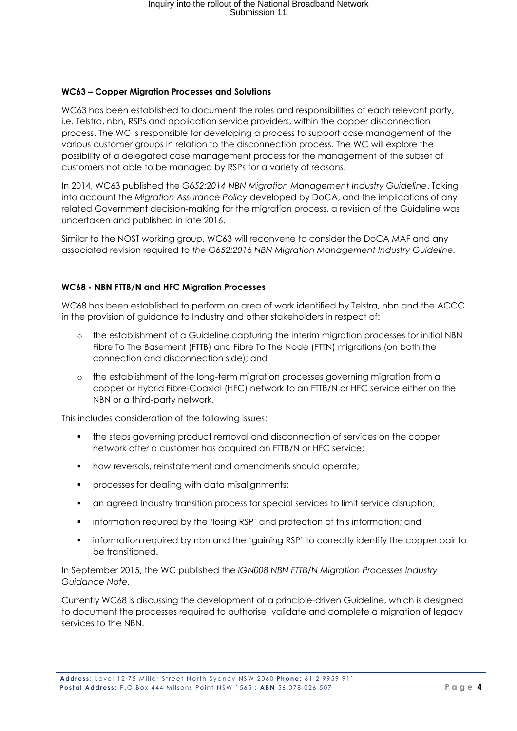**WC63 – Copper Migration Processes and Solutions**

WC63 has been established to document the roles and responsibilities of each relevant party, i.e. Telstra, nbn, RSPs and application service providers, within the copper disconnection process. The WC is responsible for developing a process to support case management of the various customer groups in relation to the disconnection process. The WC will explore the possibility of a delegated case management process for the management of the subset of customers not able to be managed by RSPs for a variety of reasons.

In 2014, WC63 published the *G652:2014 NBN Migration Management Industry Guideline*. Taking into account the *Migration Assurance Policy* developed by DoCA, and the implications of any related Government decision-making for the migration process, a revision of the Guideline was undertaken and published in late 2016.

Similar to the NOST working group, WC63 will reconvene to consider the DoCA MAF and any associated revision required to *the G652:2016 NBN Migration Management Industry Guideline.*

**WC68 - NBN FTTB/N and HFC Migration Processes**

WC68 has been established to perform an area of work identified by Telstra, nbn and the ACCC in the provision of guidance to Industry and other stakeholders in respect of:

- the establishment of a Guideline capturing the interim migration processes for initial NBN Fibre To The Basement (FTTB) and Fibre To The Node (FTTN) migrations (on both the connection and disconnection side); and
- the establishment of the long-term migration processes governing migration from a copper or Hybrid Fibre-Coaxial (HFC) network to an FTTB/N or HFC service either on the NBN or a third-party network.

This includes consideration of the following issues:

- the steps governing product removal and disconnection of services on the copper network after a customer has acquired an FTTB/N or HFC service;
- how reversals, reinstatement and amendments should operate;
- processes for dealing with data misalignments;
- an agreed Industry transition process for special services to limit service disruption;
- information required by the 'losing RSP' and protection of this information; and
- information required by nbn and the 'gaining RSP' to correctly identify the copper pair to be transitioned.

In September 2015, the WC published the *IGN008 NBN FTTB/N Migration Processes Industry Guidance Note.*

Currently WC68 is discussing the development of a principle-driven Guideline, which is designed to document the processes required to authorise, validate and complete a migration of legacy services to the NBN.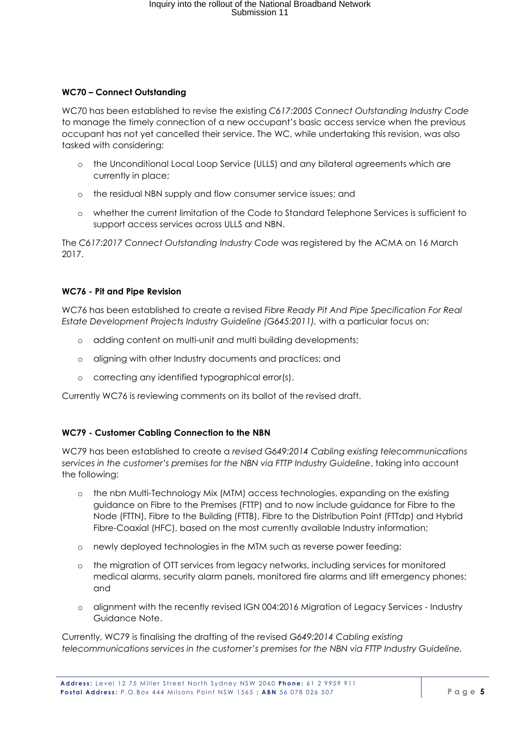**WC70 – Connect Outstanding**

WC70 has been established to revise the existing *C617:2005 Connect Outstanding Industry Code* to manage the timely connection of a new occupant's basic access service when the previous occupant has not yet cancelled their service. The WC, while undertaking this revision, was also tasked with considering:

- the Unconditional Local Loop Service (ULLS) and any bilateral agreements which are currently in place;
- the residual NBN supply and flow consumer service issues; and
- whether the current limitation of the Code to Standard Telephone Services is sufficient to support access services across ULLS and NBN.

The *C617:2017 Connect Outstanding Industry Code* was registered by the ACMA on 16 March 2017.

**WC76 - Pit and Pipe Revision**

WC76 has been established to create a revised *Fibre Ready Pit And Pipe Specification For Real Estate Development Projects Industry Guideline (G645:2011),* with a particular focus on:

- adding content on multi-unit and multi building developments;
- aligning with other Industry documents and practices; and
- correcting any identified typographical error(s).

Currently WC76 is reviewing comments on its ballot of the revised draft.

**WC79 - Customer Cabling Connection to the NBN**

WC79 has been established to create a *revised G649:2014 Cabling existing telecommunications services in the customer's premises for the NBN via FTTP Industry Guideline*, taking into account the following:

- the nbn Multi-Technology Mix (MTM) access technologies, expanding on the existing guidance on Fibre to the Premises (FTTP) and to now include guidance for Fibre to the Node (FTTN), Fibre to the Building (FTTB), Fibre to the Distribution Point (FTTdp) and Hybrid Fibre-Coaxial (HFC), based on the most currently available Industry information;
- newly deployed technologies in the MTM such as reverse power feeding;
- the migration of OTT services from legacy networks, including services for monitored medical alarms, security alarm panels, monitored fire alarms and lift emergency phones; and
- alignment with the recently revised IGN 004:2016 Migration of Legacy Services - Industry Guidance Note.

Currently, WC79 is finalising the drafting of the revised *G649:2014 Cabling existing telecommunications services in the customer's premises for the NBN via FTTP Industry Guideline.*